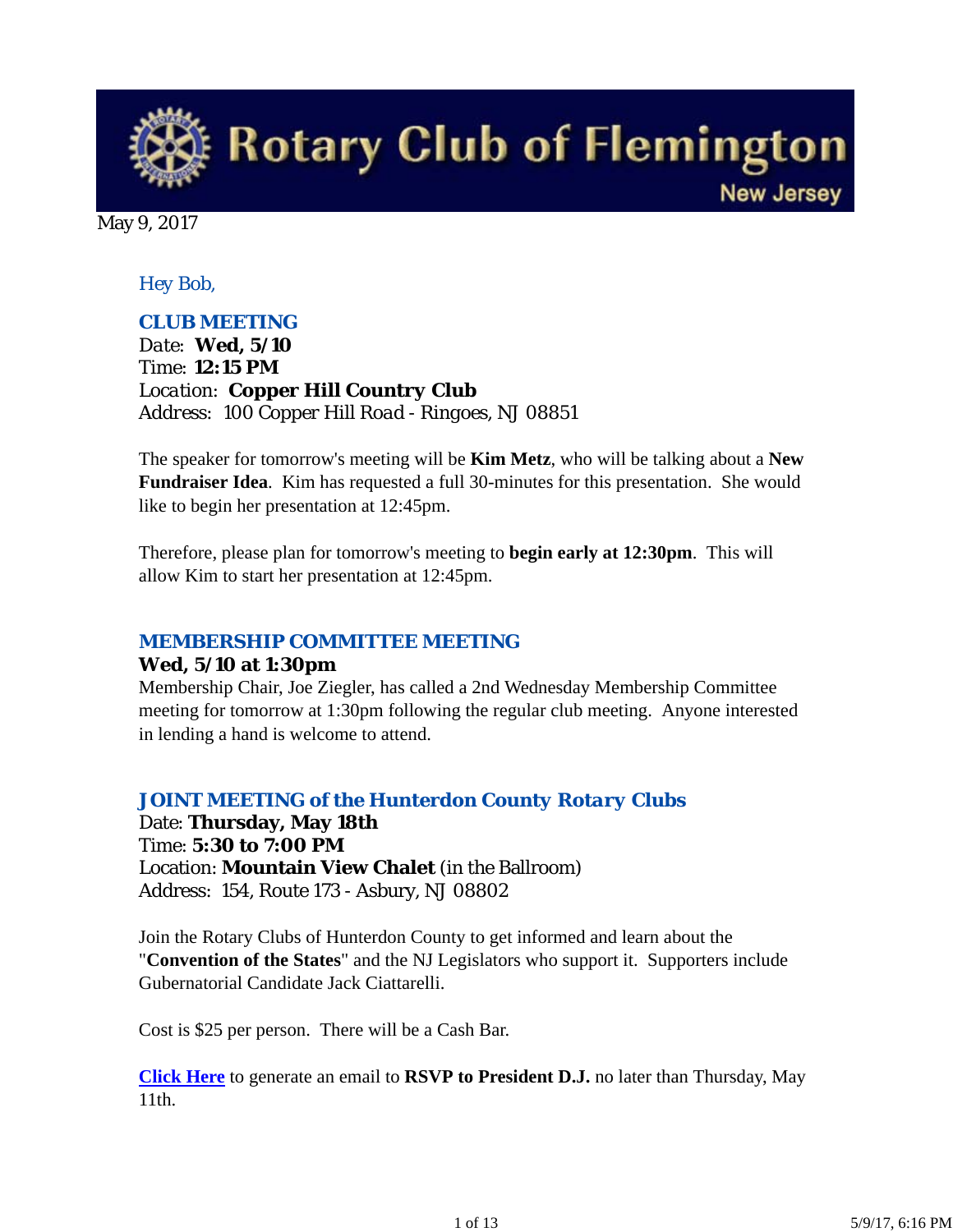# Rotary Club of Flemington

New Jersey

May 9, 2017

Hey Bob,

### CLUB MEETING

Date: **Wed, 5/10**
Time: **12:15 PM**
Location: **Copper Hill Country Club**
Address: 100 Copper Hill Road - Ringoes, NJ 08851

The speaker for tomorrow's meeting will be **Kim Metz**, who will be talking about a **New Fundraiser Idea**. Kim has requested a full 30-minutes for this presentation. She would like to begin her presentation at 12:45pm.

Therefore, please plan for tomorrow's meeting to **begin early at 12:30pm**. This will allow Kim to start her presentation at 12:45pm.

### MEMBERSHIP COMMITTEE MEETING

**Wed, 5/10 at 1:30pm**

Membership Chair, Joe Ziegler, has called a 2nd Wednesday Membership Committee meeting for tomorrow at 1:30pm following the regular club meeting. Anyone interested in lending a hand is welcome to attend.

### JOINT MEETING of the Hunterdon County Rotary Clubs

Date: **Thursday, May 18th**
Time: **5:30 to 7:00 PM**
Location: **Mountain View Chalet** (in the Ballroom)
Address: 154, Route 173 - Asbury, NJ 08802

Join the Rotary Clubs of Hunterdon County to get informed and learn about the "**Convention of the States**" and the NJ Legislators who support it. Supporters include Gubernatorial Candidate Jack Ciattarelli.

Cost is $25 per person. There will be a Cash Bar.

**Click Here** to generate an email to **RSVP to President D.J.** no later than Thursday, May 11th.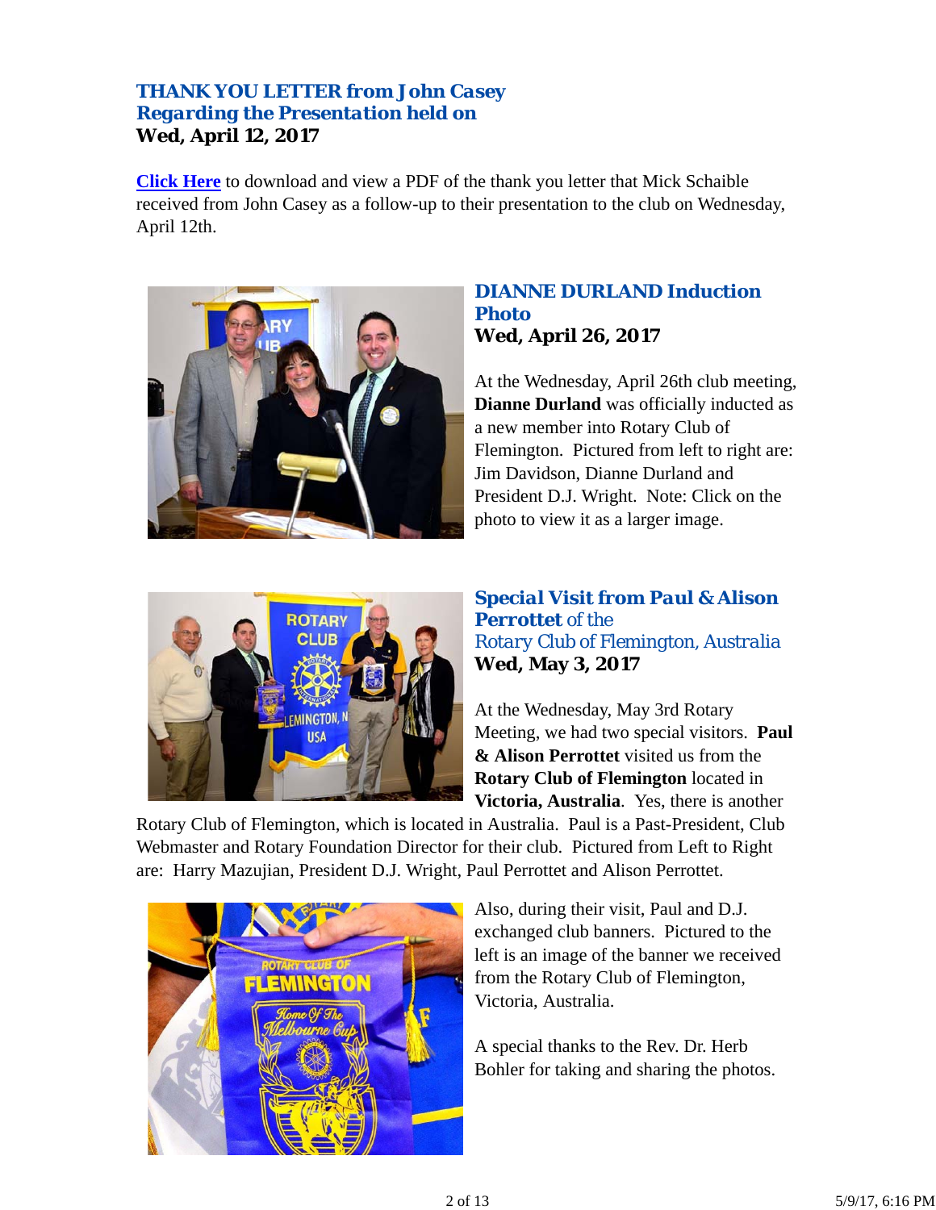## *THANK YOU LETTER from John Casey Regarding the Presentation held on*
**Wed, April 12, 2017**

**Click Here** to download and view a PDF of the thank you letter that Mick Schaible received from John Casey as a follow-up to their presentation to the club on Wednesday, April 12th.

## DIANNE DURLAND Induction Photo
**Wed, April 26, 2017**

At the Wednesday, April 26th club meeting, **Dianne Durland** was officially inducted as a new member into Rotary Club of Flemington. Pictured from left to right are: Jim Davidson, Dianne Durland and President D.J. Wright. Note: Click on the photo to view it as a larger image.

## *Special Visit from Paul & Alison Perrottet of the Rotary Club of Flemington, Australia*
**Wed, May 3, 2017**

At the Wednesday, May 3rd Rotary Meeting, we had two special visitors. **Paul & Alison Perrottet** visited us from the **Rotary Club of Flemington** located in **Victoria, Australia**. Yes, there is another Rotary Club of Flemington, which is located in Australia. Paul is a Past-President, Club Webmaster and Rotary Foundation Director for their club. Pictured from Left to Right are: Harry Mazujian, President D.J. Wright, Paul Perrottet and Alison Perrottet.

Also, during their visit, Paul and D.J. exchanged club banners. Pictured to the left is an image of the banner we received from the Rotary Club of Flemington, Victoria, Australia.

A special thanks to the Rev. Dr. Herb Bohler for taking and sharing the photos.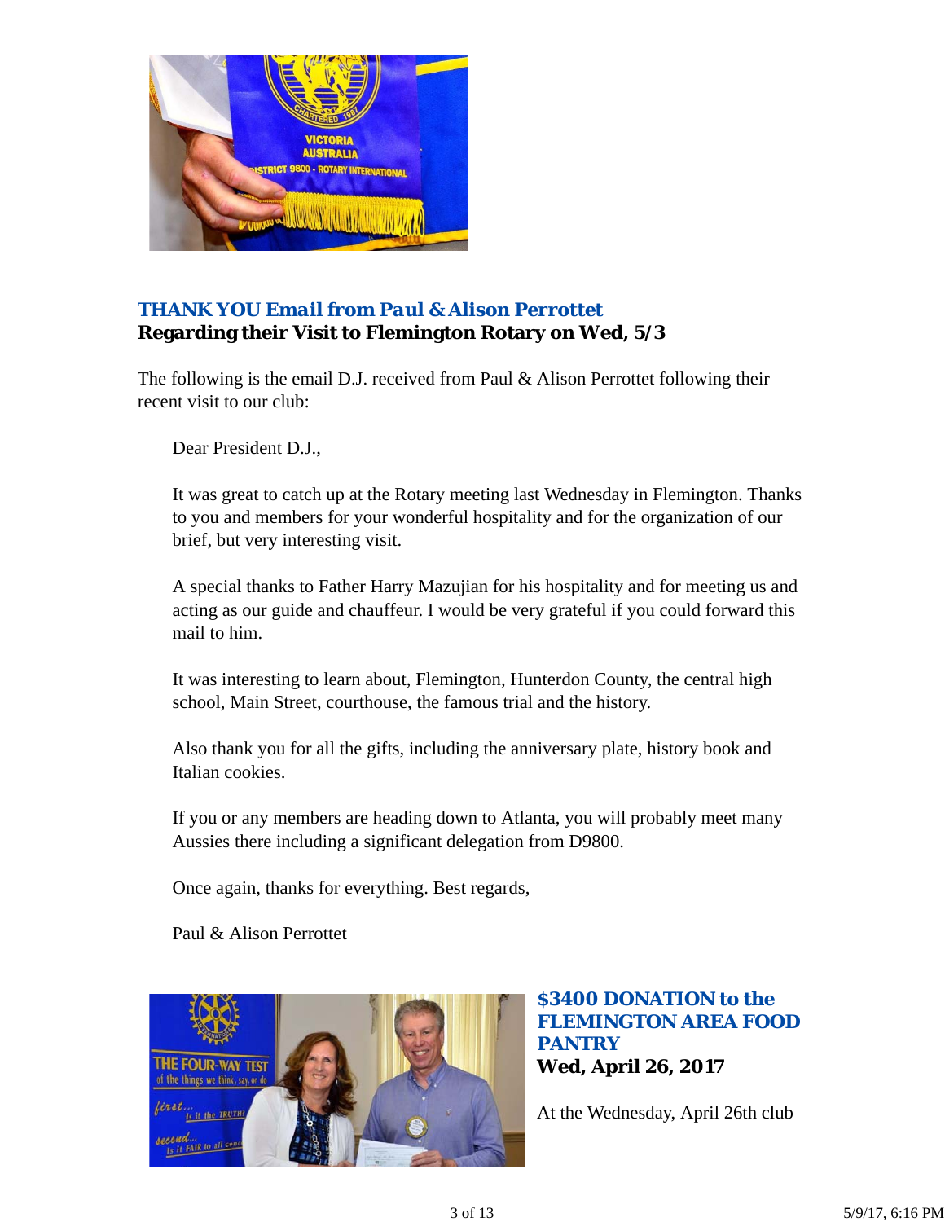### *THANK YOU Email from Paul & Alison Perrottet*
**Regarding their Visit to Flemington Rotary on Wed, 5/3**

The following is the email D.J. received from Paul & Alison Perrottet following their recent visit to our club:

> Dear President D.J.,
>
> It was great to catch up at the Rotary meeting last Wednesday in Flemington. Thanks to you and members for your wonderful hospitality and for the organization of our brief, but very interesting visit.
>
> A special thanks to Father Harry Mazujian for his hospitality and for meeting us and acting as our guide and chauffeur. I would be very grateful if you could forward this mail to him.
>
> It was interesting to learn about, Flemington, Hunterdon County, the central high school, Main Street, courthouse, the famous trial and the history.
>
> Also thank you for all the gifts, including the anniversary plate, history book and Italian cookies.
>
> If you or any members are heading down to Atlanta, you will probably meet many Aussies there including a significant delegation from D9800.
>
> Once again, thanks for everything. Best regards,
>
> Paul & Alison Perrottet

### $3400 DONATION to the FLEMINGTON AREA FOOD PANTRY
**Wed, April 26, 2017**

At the Wednesday, April 26th club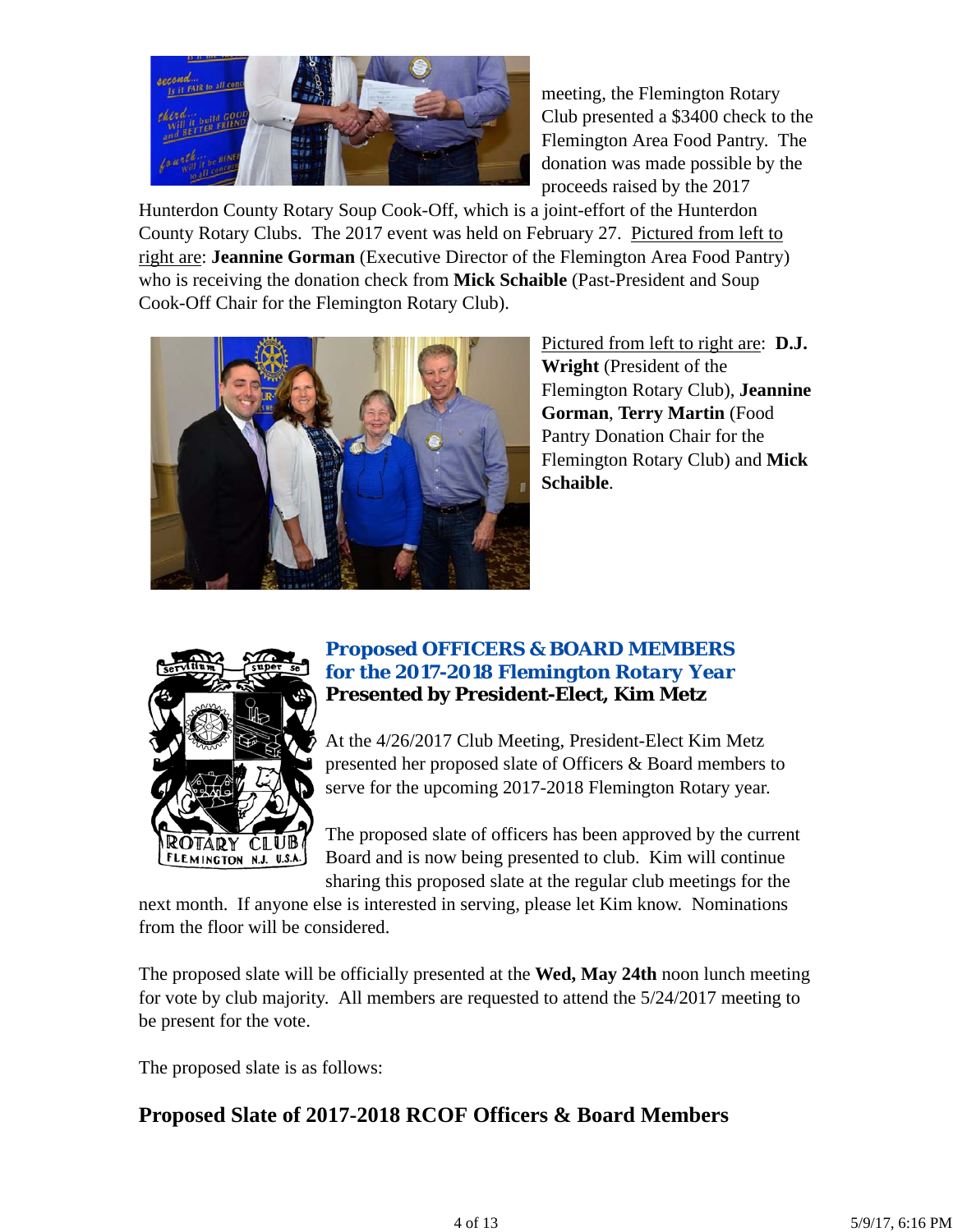meeting, the Flemington Rotary Club presented a $3400 check to the Flemington Area Food Pantry. The donation was made possible by the proceeds raised by the 2017 Hunterdon County Rotary Soup Cook-Off, which is a joint-effort of the Hunterdon County Rotary Clubs. The 2017 event was held on February 27. Pictured from left to right are: **Jeannine Gorman** (Executive Director of the Flemington Area Food Pantry) who is receiving the donation check from **Mick Schaible** (Past-President and Soup Cook-Off Chair for the Flemington Rotary Club).

Pictured from left to right are: **D.J. Wright** (President of the Flemington Rotary Club), **Jeannine Gorman**, **Terry Martin** (Food Pantry Donation Chair for the Flemington Rotary Club) and **Mick Schaible**.

## Proposed OFFICERS & BOARD MEMBERS for the 2017-2018 Flemington Rotary Year

**Presented by President-Elect, Kim Metz**

At the 4/26/2017 Club Meeting, President-Elect Kim Metz presented her proposed slate of Officers & Board members to serve for the upcoming 2017-2018 Flemington Rotary year.

The proposed slate of officers has been approved by the current Board and is now being presented to club. Kim will continue sharing this proposed slate at the regular club meetings for the next month. If anyone else is interested in serving, please let Kim know. Nominations from the floor will be considered.

The proposed slate will be officially presented at the **Wed, May 24th** noon lunch meeting for vote by club majority. All members are requested to attend the 5/24/2017 meeting to be present for the vote.

The proposed slate is as follows:

## Proposed Slate of 2017-2018 RCOF Officers & Board Members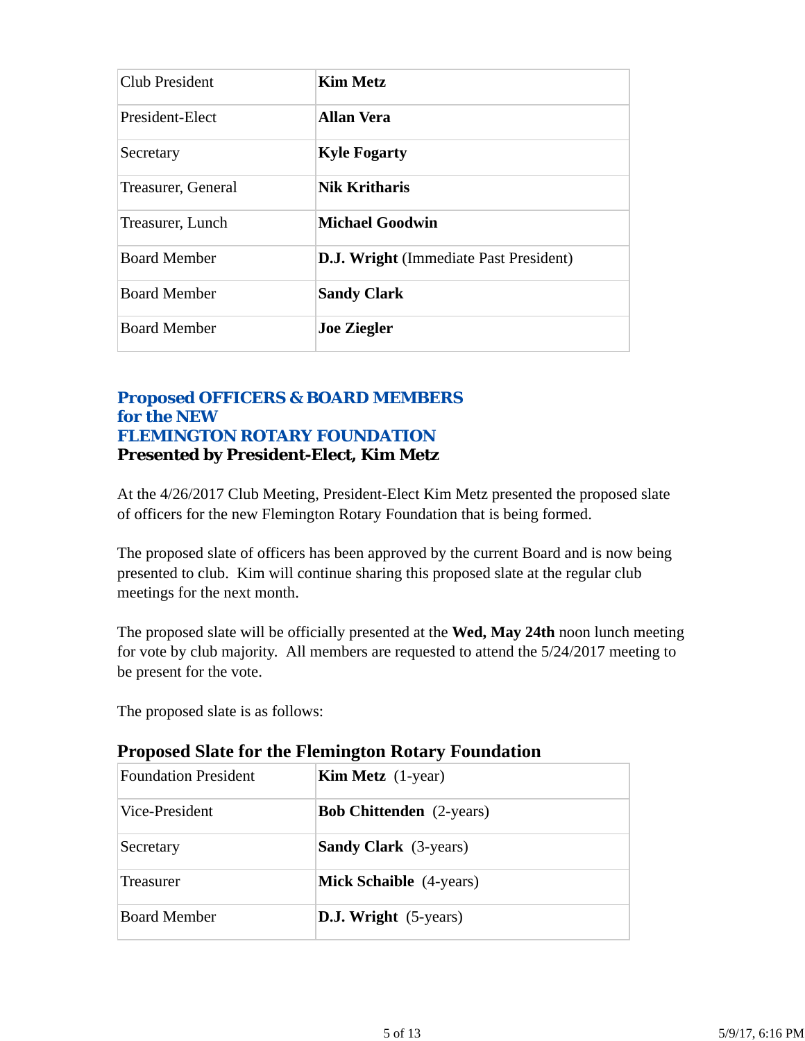| Club President | **Kim Metz** |
|---|---|
| President-Elect | **Allan Vera** |
| Secretary | **Kyle Fogarty** |
| Treasurer, General | **Nik Kritharis** |
| Treasurer, Lunch | **Michael Goodwin** |
| Board Member | **D.J. Wright** (Immediate Past President) |
| Board Member | **Sandy Clark** |
| Board Member | **Joe Ziegler** |

## Proposed OFFICERS & BOARD MEMBERS for the NEW FLEMINGTON ROTARY FOUNDATION

**Presented by President-Elect, Kim Metz**

At the 4/26/2017 Club Meeting, President-Elect Kim Metz presented the proposed slate of officers for the new Flemington Rotary Foundation that is being formed.

The proposed slate of officers has been approved by the current Board and is now being presented to club. Kim will continue sharing this proposed slate at the regular club meetings for the next month.

The proposed slate will be officially presented at the **Wed, May 24th** noon lunch meeting for vote by club majority. All members are requested to attend the 5/24/2017 meeting to be present for the vote.

The proposed slate is as follows:

### Proposed Slate for the Flemington Rotary Foundation

| Foundation President | **Kim Metz** (1-year) |
|---|---|
| Vice-President | **Bob Chittenden** (2-years) |
| Secretary | **Sandy Clark** (3-years) |
| Treasurer | **Mick Schaible** (4-years) |
| Board Member | **D.J. Wright** (5-years) |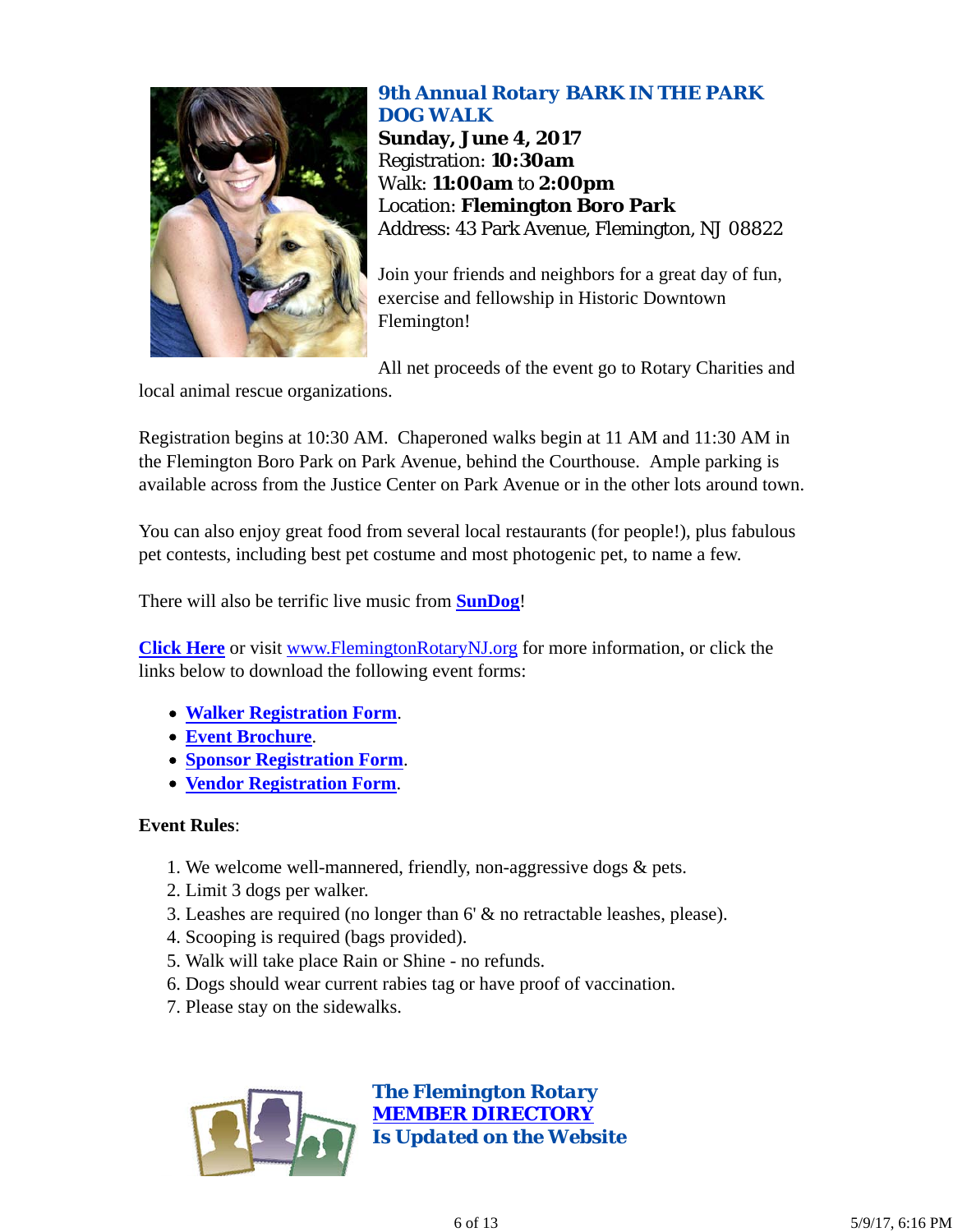## 9th Annual Rotary BARK IN THE PARK DOG WALK

**Sunday, June 4, 2017**
Registration: **10:30am**
Walk: **11:00am** to **2:00pm**
Location: **Flemington Boro Park**
Address: 43 Park Avenue, Flemington, NJ 08822

Join your friends and neighbors for a great day of fun, exercise and fellowship in Historic Downtown Flemington!

All net proceeds of the event go to Rotary Charities and local animal rescue organizations.

Registration begins at 10:30 AM. Chaperoned walks begin at 11 AM and 11:30 AM in the Flemington Boro Park on Park Avenue, behind the Courthouse. Ample parking is available across from the Justice Center on Park Avenue or in the other lots around town.

You can also enjoy great food from several local restaurants (for people!), plus fabulous pet contests, including best pet costume and most photogenic pet, to name a few.

There will also be terrific live music from **SunDog**!

**Click Here** or visit www.FlemingtonRotaryNJ.org for more information, or click the links below to download the following event forms:

- **Walker Registration Form**.
- **Event Brochure**.
- **Sponsor Registration Form**.
- **Vendor Registration Form**.

**Event Rules**:

1. We welcome well-mannered, friendly, non-aggressive dogs & pets.
2. Limit 3 dogs per walker.
3. Leashes are required (no longer than 6' & no retractable leashes, please).
4. Scooping is required (bags provided).
5. Walk will take place Rain or Shine - no refunds.
6. Dogs should wear current rabies tag or have proof of vaccination.
7. Please stay on the sidewalks.

## The Flemington Rotary MEMBER DIRECTORY Is Updated on the Website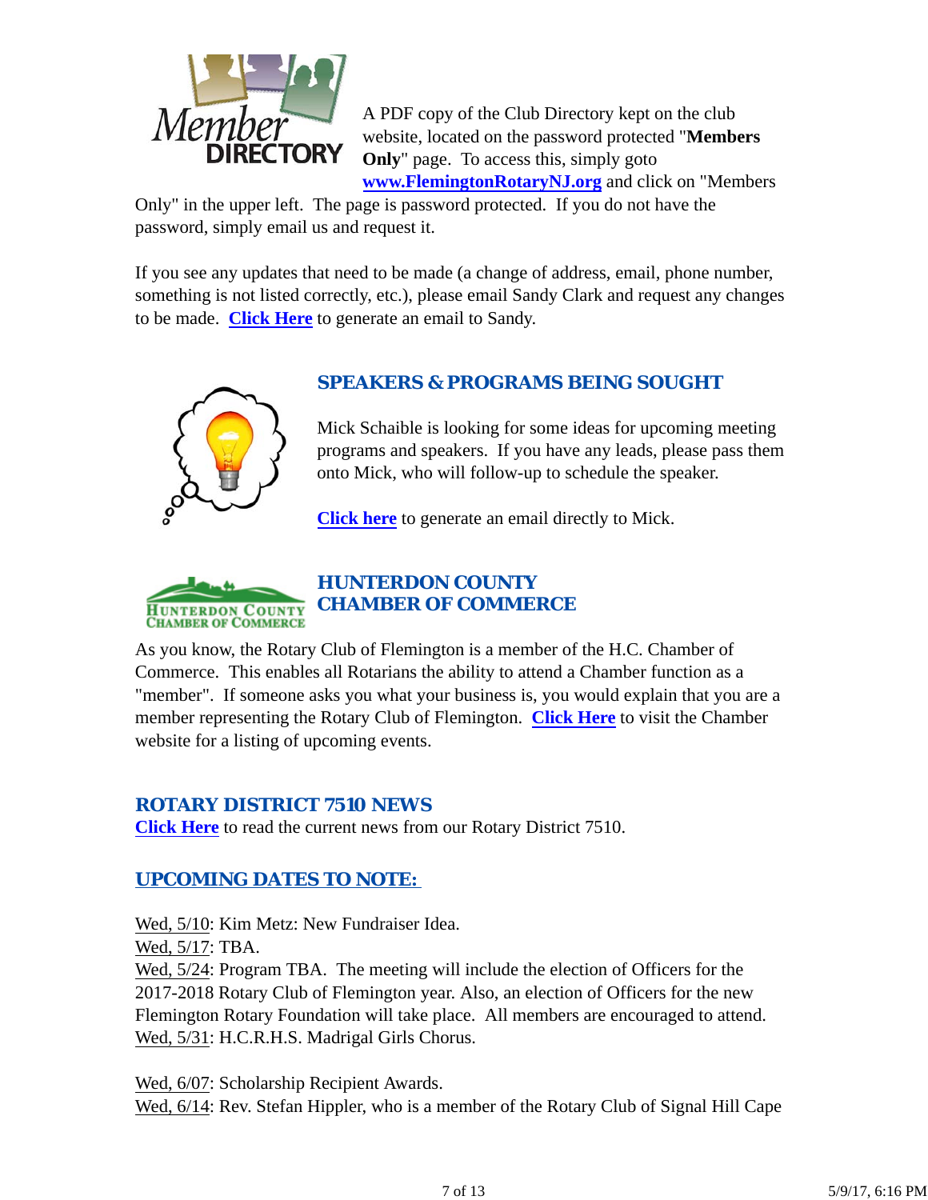A PDF copy of the Club Directory kept on the club website, located on the password protected "**Members Only**" page. To access this, simply goto **www.FlemingtonRotaryNJ.org** and click on "Members Only" in the upper left. The page is password protected. If you do not have the password, simply email us and request it.

If you see any updates that need to be made (a change of address, email, phone number, something is not listed correctly, etc.), please email Sandy Clark and request any changes to be made. **Click Here** to generate an email to Sandy.

## SPEAKERS & PROGRAMS BEING SOUGHT

Mick Schaible is looking for some ideas for upcoming meeting programs and speakers. If you have any leads, please pass them onto Mick, who will follow-up to schedule the speaker.

**Click here** to generate an email directly to Mick.

## HUNTERDON COUNTY CHAMBER OF COMMERCE

As you know, the Rotary Club of Flemington is a member of the H.C. Chamber of Commerce. This enables all Rotarians the ability to attend a Chamber function as a "member". If someone asks you what your business is, you would explain that you are a member representing the Rotary Club of Flemington. **Click Here** to visit the Chamber website for a listing of upcoming events.

## ROTARY DISTRICT 7510 NEWS

**Click Here** to read the current news from our Rotary District 7510.

## UPCOMING DATES TO NOTE:

Wed, 5/10: Kim Metz: New Fundraiser Idea.
Wed, 5/17: TBA.
Wed, 5/24: Program TBA. The meeting will include the election of Officers for the 2017-2018 Rotary Club of Flemington year. Also, an election of Officers for the new Flemington Rotary Foundation will take place. All members are encouraged to attend.
Wed, 5/31: H.C.R.H.S. Madrigal Girls Chorus.

Wed, 6/07: Scholarship Recipient Awards.
Wed, 6/14: Rev. Stefan Hippler, who is a member of the Rotary Club of Signal Hill Cape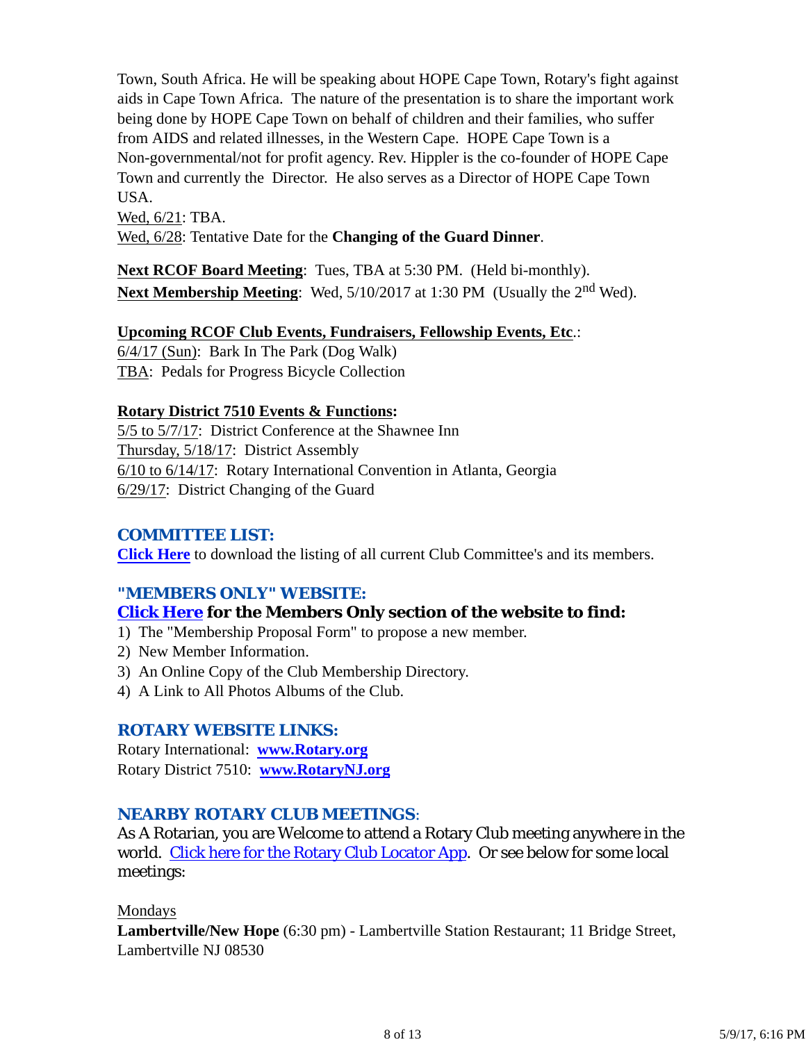Town, South Africa. He will be speaking about HOPE Cape Town, Rotary's fight against aids in Cape Town Africa. The nature of the presentation is to share the important work being done by HOPE Cape Town on behalf of children and their families, who suffer from AIDS and related illnesses, in the Western Cape. HOPE Cape Town is a Non-governmental/not for profit agency. Rev. Hippler is the co-founder of HOPE Cape Town and currently the Director. He also serves as a Director of HOPE Cape Town USA.

Wed, 6/21: TBA.

Wed, 6/28: Tentative Date for the **Changing of the Guard Dinner**.

**Next RCOF Board Meeting**: Tues, TBA at 5:30 PM. (Held bi-monthly).

**Next Membership Meeting**: Wed, 5/10/2017 at 1:30 PM (Usually the 2nd Wed).

**Upcoming RCOF Club Events, Fundraisers, Fellowship Events, Etc.**:

6/4/17 (Sun): Bark In The Park (Dog Walk)

TBA: Pedals for Progress Bicycle Collection

**Rotary District 7510 Events & Functions:**

5/5 to 5/7/17: District Conference at the Shawnee Inn

Thursday, 5/18/17: District Assembly

6/10 to 6/14/17: Rotary International Convention in Atlanta, Georgia

6/29/17: District Changing of the Guard

## COMMITTEE LIST:

**Click Here** to download the listing of all current Club Committee's and its members.

## "MEMBERS ONLY" WEBSITE:

**Click Here for the Members Only section of the website to find:**

1) The "Membership Proposal Form" to propose a new member.
2) New Member Information.
3) An Online Copy of the Club Membership Directory.
4) A Link to All Photos Albums of the Club.

## ROTARY WEBSITE LINKS:

Rotary International: **www.Rotary.org**

Rotary District 7510: **www.RotaryNJ.org**

## NEARBY ROTARY CLUB MEETINGS:

As A Rotarian, you are Welcome to attend a Rotary Club meeting anywhere in the world. Click here for the Rotary Club Locator App. Or see below for some local meetings:

Mondays

**Lambertville/New Hope** (6:30 pm) - Lambertville Station Restaurant; 11 Bridge Street, Lambertville NJ 08530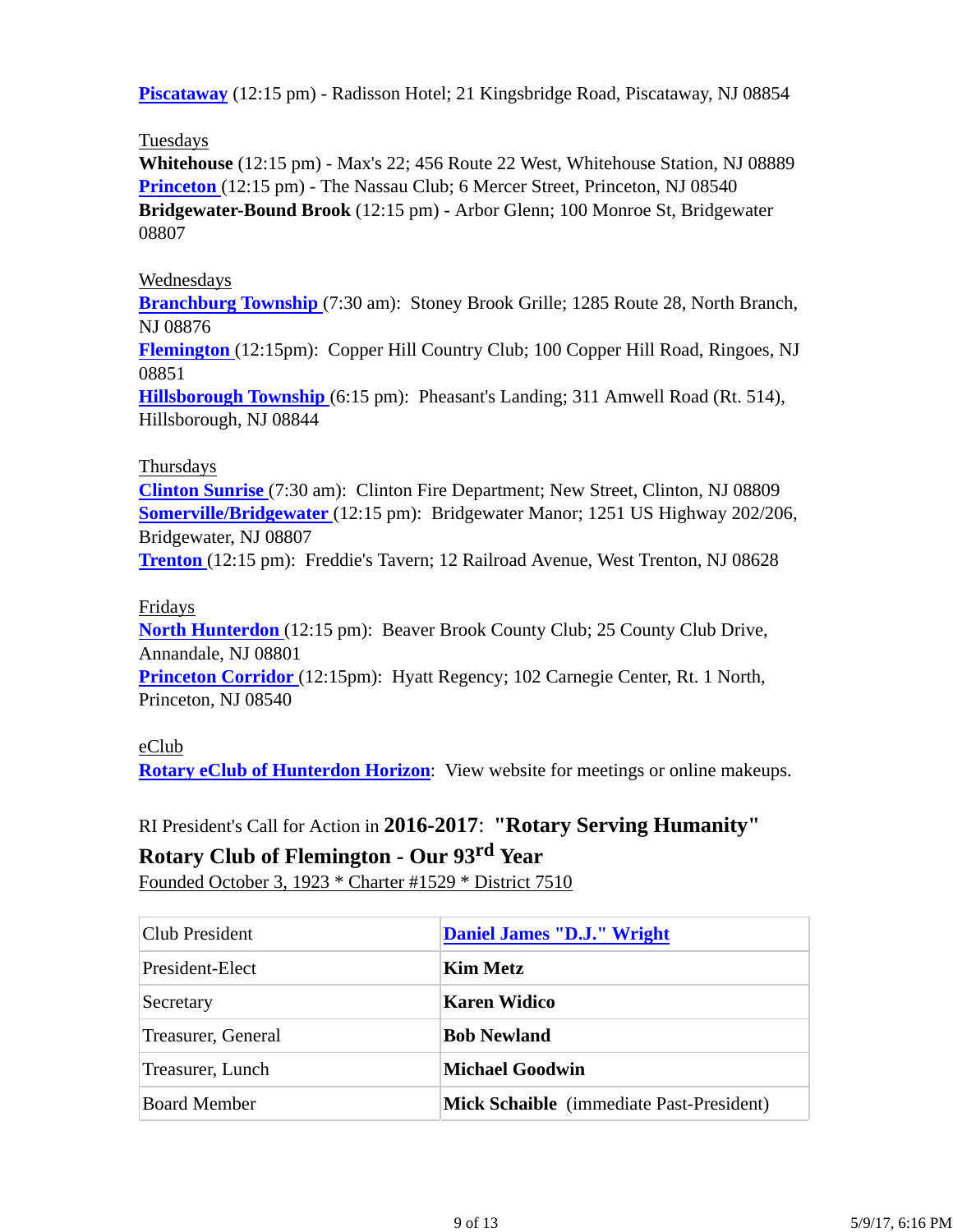**Piscataway** (12:15 pm) - Radisson Hotel; 21 Kingsbridge Road, Piscataway, NJ 08854

Tuesdays
**Whitehouse** (12:15 pm) - Max's 22; 456 Route 22 West, Whitehouse Station, NJ 08889
**Princeton** (12:15 pm) - The Nassau Club; 6 Mercer Street, Princeton, NJ 08540
**Bridgewater-Bound Brook** (12:15 pm) - Arbor Glenn; 100 Monroe St, Bridgewater 08807

Wednesdays
**Branchburg Township** (7:30 am): Stoney Brook Grille; 1285 Route 28, North Branch, NJ 08876
**Flemington** (12:15pm): Copper Hill Country Club; 100 Copper Hill Road, Ringoes, NJ 08851
**Hillsborough Township** (6:15 pm): Pheasant's Landing; 311 Amwell Road (Rt. 514), Hillsborough, NJ 08844

Thursdays
**Clinton Sunrise** (7:30 am): Clinton Fire Department; New Street, Clinton, NJ 08809
**Somerville/Bridgewater** (12:15 pm): Bridgewater Manor; 1251 US Highway 202/206, Bridgewater, NJ 08807
**Trenton** (12:15 pm): Freddie's Tavern; 12 Railroad Avenue, West Trenton, NJ 08628

Fridays
**North Hunterdon** (12:15 pm): Beaver Brook County Club; 25 County Club Drive, Annandale, NJ 08801
**Princeton Corridor** (12:15pm): Hyatt Regency; 102 Carnegie Center, Rt. 1 North, Princeton, NJ 08540

eClub
**Rotary eClub of Hunterdon Horizon**: View website for meetings or online makeups.

RI President's Call for Action in **2016-2017**: **"Rotary Serving Humanity"**

**Rotary Club of Flemington - Our 93rd Year**

Founded October 3, 1923 * Charter #1529 * District 7510

| Club President | **Daniel James "D.J." Wright** |
|---|---|
| President-Elect | **Kim Metz** |
| Secretary | **Karen Widico** |
| Treasurer, General | **Bob Newland** |
| Treasurer, Lunch | **Michael Goodwin** |
| Board Member | **Mick Schaible** (immediate Past-President) |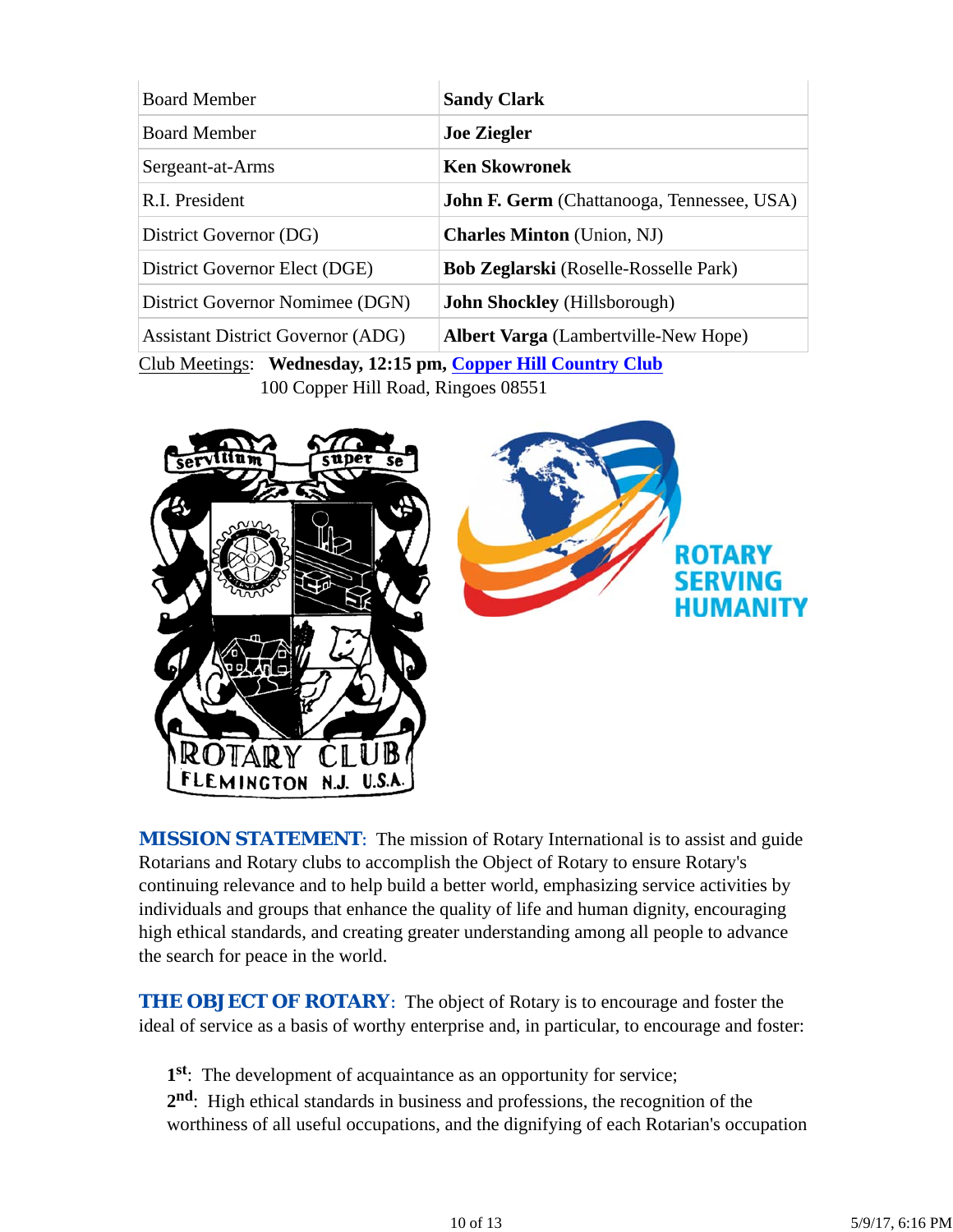| | |
|---|---|
| Board Member | **Sandy Clark** |
| Board Member | **Joe Ziegler** |
| Sergeant-at-Arms | **Ken Skowronek** |
| R.I. President | **John F. Germ** (Chattanooga, Tennessee, USA) |
| District Governor (DG) | **Charles Minton** (Union, NJ) |
| District Governor Elect (DGE) | **Bob Zeglarski** (Roselle-Rosselle Park) |
| District Governor Nomimee (DGN) | **John Shockley** (Hillsborough) |
| Assistant District Governor (ADG) | **Albert Varga** (Lambertville-New Hope) |

Club Meetings: **Wednesday, 12:15 pm, Copper Hill Country Club**
100 Copper Hill Road, Ringoes 08551

***MISSION STATEMENT***: The mission of Rotary International is to assist and guide Rotarians and Rotary clubs to accomplish the Object of Rotary to ensure Rotary's continuing relevance and to help build a better world, emphasizing service activities by individuals and groups that enhance the quality of life and human dignity, encouraging high ethical standards, and creating greater understanding among all people to advance the search for peace in the world.

***THE OBJECT OF ROTARY***: The object of Rotary is to encourage and foster the ideal of service as a basis of worthy enterprise and, in particular, to encourage and foster:

**1st**: The development of acquaintance as an opportunity for service;
**2nd**: High ethical standards in business and professions, the recognition of the worthiness of all useful occupations, and the dignifying of each Rotarian's occupation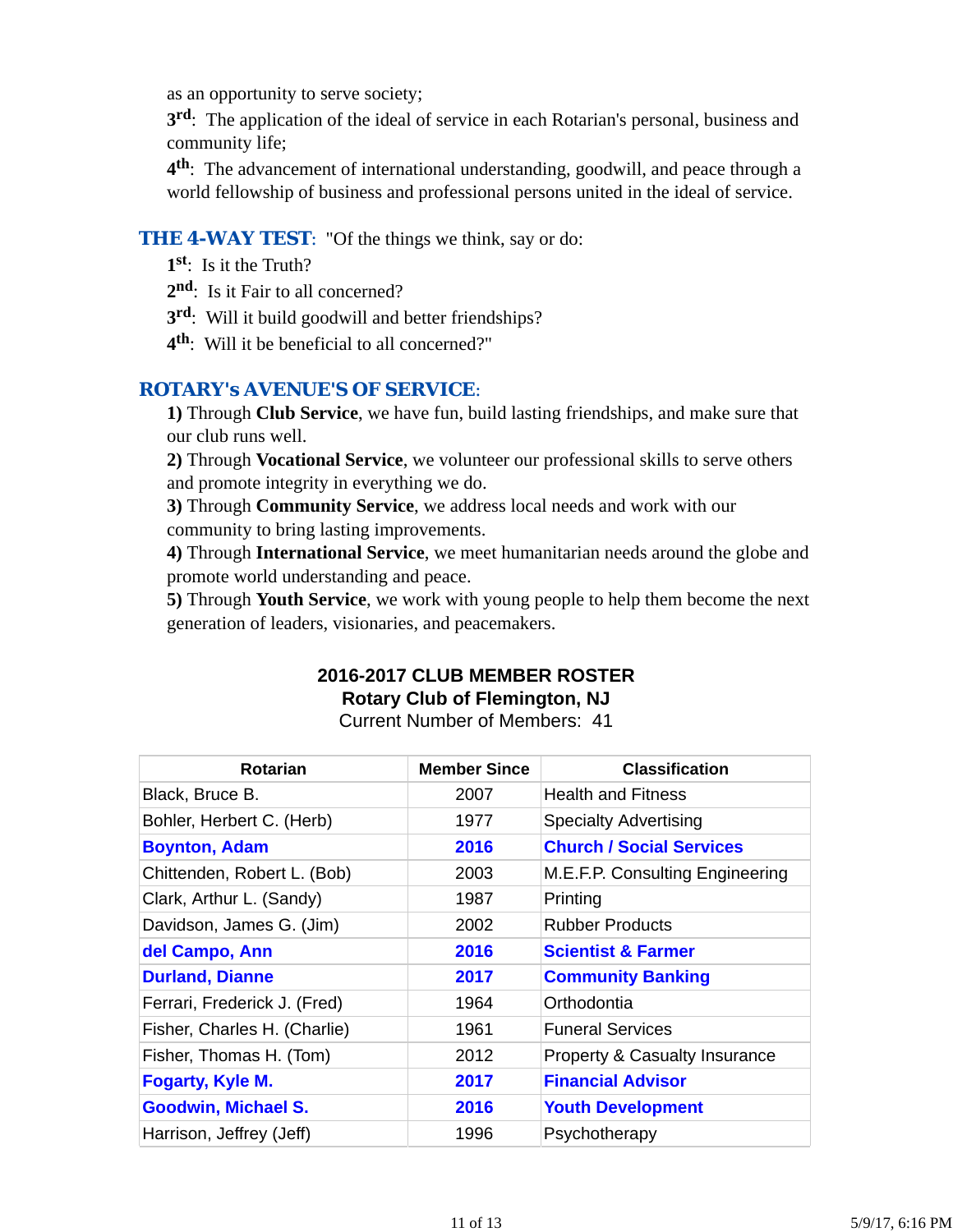as an opportunity to serve society;

**3rd**: The application of the ideal of service in each Rotarian's personal, business and community life;

**4th**: The advancement of international understanding, goodwill, and peace through a world fellowship of business and professional persons united in the ideal of service.

**THE 4-WAY TEST**: "Of the things we think, say or do:

**1st**: Is it the Truth?

**2nd**: Is it Fair to all concerned?

**3rd**: Will it build goodwill and better friendships?

**4th**: Will it be beneficial to all concerned?"

**ROTARY's AVENUE'S OF SERVICE**:

**1)** Through **Club Service**, we have fun, build lasting friendships, and make sure that our club runs well.

**2)** Through **Vocational Service**, we volunteer our professional skills to serve others and promote integrity in everything we do.

**3)** Through **Community Service**, we address local needs and work with our community to bring lasting improvements.

**4)** Through **International Service**, we meet humanitarian needs around the globe and promote world understanding and peace.

**5)** Through **Youth Service**, we work with young people to help them become the next generation of leaders, visionaries, and peacemakers.

**2016-2017 CLUB MEMBER ROSTER**
**Rotary Club of Flemington, NJ**
Current Number of Members: 41

| Rotarian | Member Since | Classification |
|---|---|---|
| Black, Bruce B. | 2007 | Health and Fitness |
| Bohler, Herbert C. (Herb) | 1977 | Specialty Advertising |
| **Boynton, Adam** | **2016** | **Church / Social Services** |
| Chittenden, Robert L. (Bob) | 2003 | M.E.F.P. Consulting Engineering |
| Clark, Arthur L. (Sandy) | 1987 | Printing |
| Davidson, James G. (Jim) | 2002 | Rubber Products |
| **del Campo, Ann** | **2016** | **Scientist & Farmer** |
| **Durland, Dianne** | **2017** | **Community Banking** |
| Ferrari, Frederick J. (Fred) | 1964 | Orthodontia |
| Fisher, Charles H. (Charlie) | 1961 | Funeral Services |
| Fisher, Thomas H. (Tom) | 2012 | Property & Casualty Insurance |
| **Fogarty, Kyle M.** | **2017** | **Financial Advisor** |
| **Goodwin, Michael S.** | **2016** | **Youth Development** |
| Harrison, Jeffrey (Jeff) | 1996 | Psychotherapy |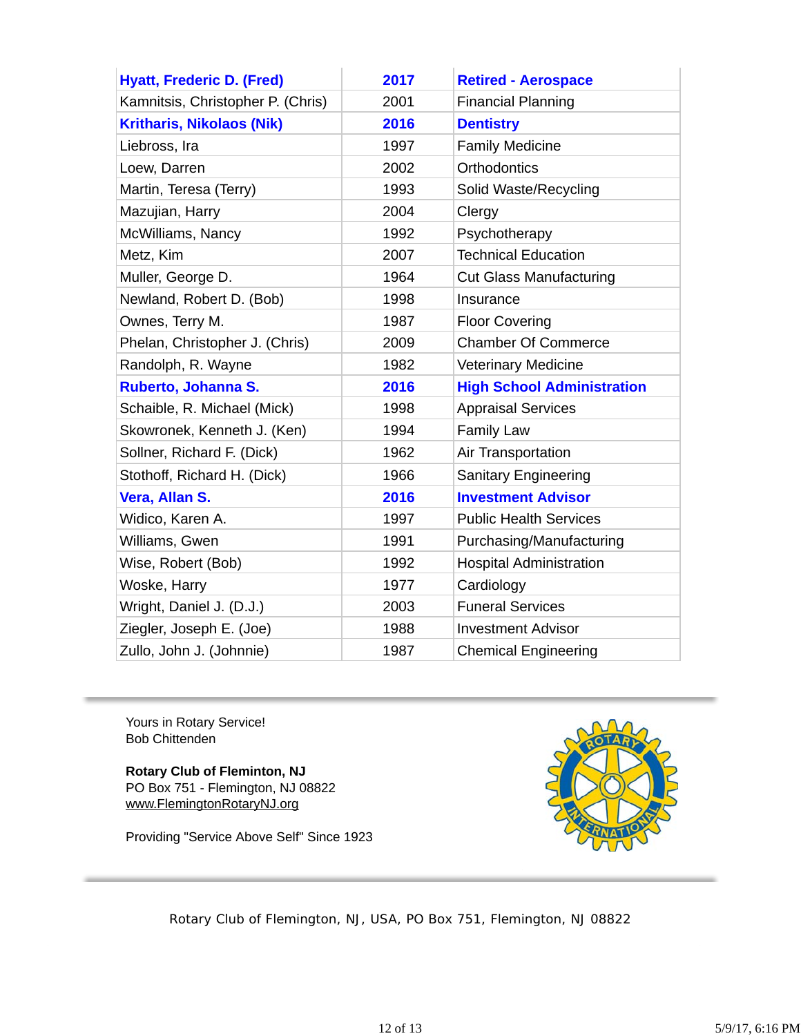| | | |
|---|---|---|
| **Hyatt, Frederic D. (Fred)** | **2017** | **Retired - Aerospace** |
| Kamnitsis, Christopher P. (Chris) | 2001 | Financial Planning |
| **Kritharis, Nikolaos (Nik)** | **2016** | **Dentistry** |
| Liebross, Ira | 1997 | Family Medicine |
| Loew, Darren | 2002 | Orthodontics |
| Martin, Teresa (Terry) | 1993 | Solid Waste/Recycling |
| Mazujian, Harry | 2004 | Clergy |
| McWilliams, Nancy | 1992 | Psychotherapy |
| Metz, Kim | 2007 | Technical Education |
| Muller, George D. | 1964 | Cut Glass Manufacturing |
| Newland, Robert D. (Bob) | 1998 | Insurance |
| Ownes, Terry M. | 1987 | Floor Covering |
| Phelan, Christopher J. (Chris) | 2009 | Chamber Of Commerce |
| Randolph, R. Wayne | 1982 | Veterinary Medicine |
| **Ruberto, Johanna S.** | **2016** | **High School Administration** |
| Schaible, R. Michael (Mick) | 1998 | Appraisal Services |
| Skowronek, Kenneth J. (Ken) | 1994 | Family Law |
| Sollner, Richard F. (Dick) | 1962 | Air Transportation |
| Stothoff, Richard H. (Dick) | 1966 | Sanitary Engineering |
| **Vera, Allan S.** | **2016** | **Investment Advisor** |
| Widico, Karen A. | 1997 | Public Health Services |
| Williams, Gwen | 1991 | Purchasing/Manufacturing |
| Wise, Robert (Bob) | 1992 | Hospital Administration |
| Woske, Harry | 1977 | Cardiology |
| Wright, Daniel J. (D.J.) | 2003 | Funeral Services |
| Ziegler, Joseph E. (Joe) | 1988 | Investment Advisor |
| Zullo, John J. (Johnnie) | 1987 | Chemical Engineering |

Yours in Rotary Service!
Bob Chittenden

**Rotary Club of Fleminton, NJ**
PO Box 751 - Flemington, NJ 08822
www.FlemingtonRotaryNJ.org

Providing "Service Above Self" Since 1923

Rotary Club of Flemington, NJ, USA, PO Box 751, Flemington, NJ 08822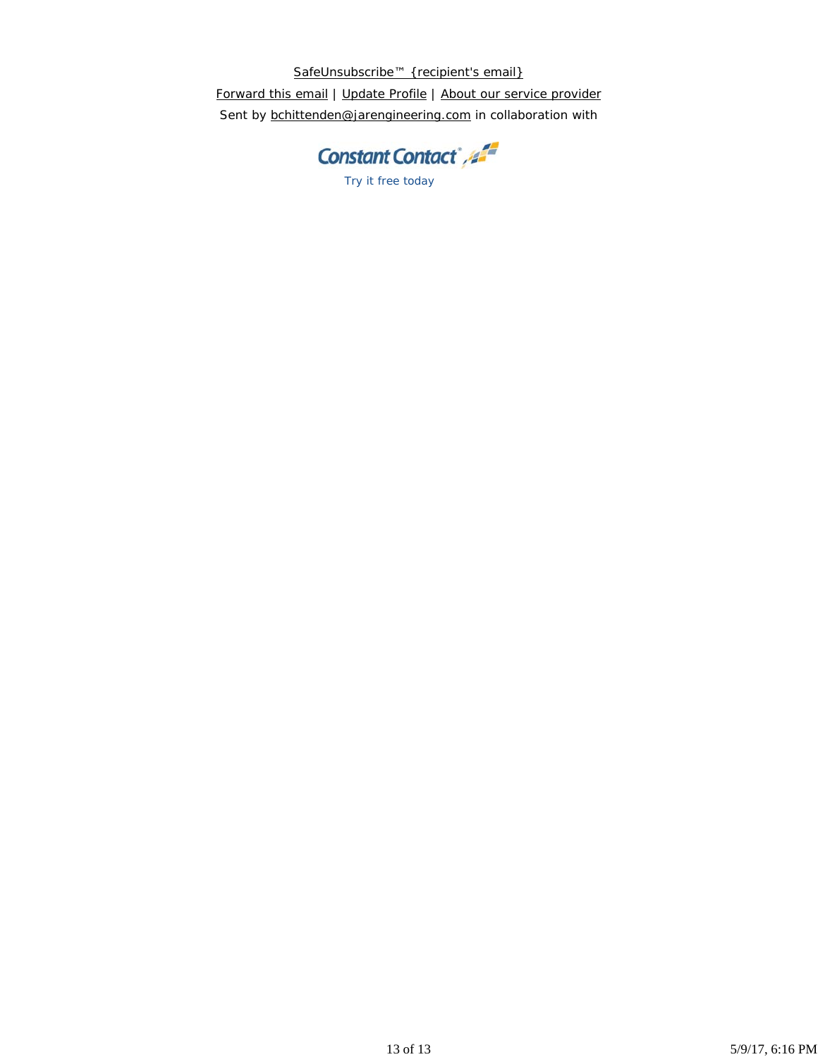SafeUnsubscribe™ {recipient's email}

Forward this email | Update Profile | About our service provider

Sent by bchittenden@jarengineering.com in collaboration with

Constant Contact

Try it free today